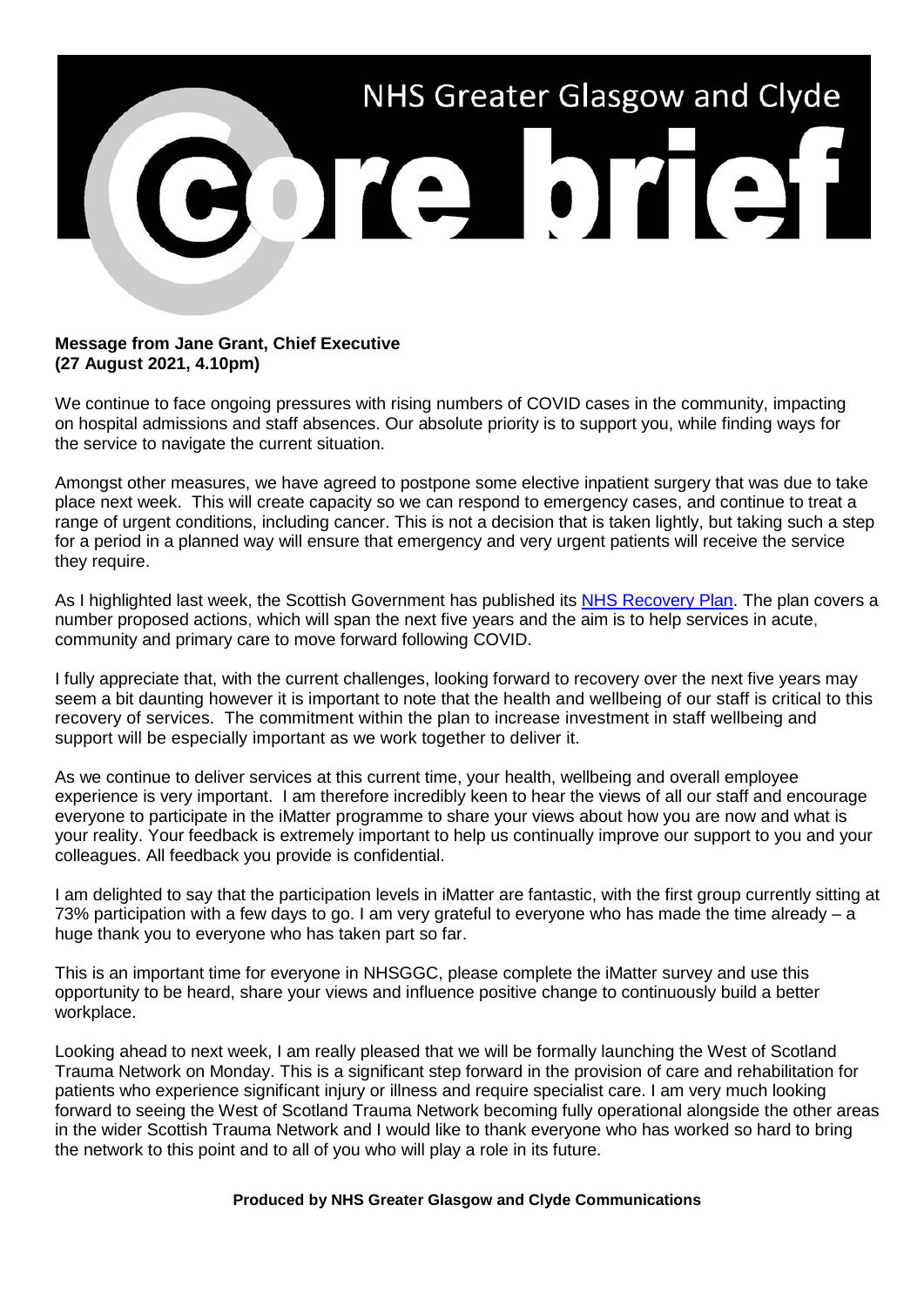# NHS Greater Glasgow and Clyde

# core brief

**Message from Jane Grant, Chief Executive**
**(27 August 2021, 4.10pm)**

We continue to face ongoing pressures with rising numbers of COVID cases in the community, impacting on hospital admissions and staff absences. Our absolute priority is to support you, while finding ways for the service to navigate the current situation.

Amongst other measures, we have agreed to postpone some elective inpatient surgery that was due to take place next week. This will create capacity so we can respond to emergency cases, and continue to treat a range of urgent conditions, including cancer. This is not a decision that is taken lightly, but taking such a step for a period in a planned way will ensure that emergency and very urgent patients will receive the service they require.

As I highlighted last week, the Scottish Government has published its NHS Recovery Plan. The plan covers a number proposed actions, which will span the next five years and the aim is to help services in acute, community and primary care to move forward following COVID.

I fully appreciate that, with the current challenges, looking forward to recovery over the next five years may seem a bit daunting however it is important to note that the health and wellbeing of our staff is critical to this recovery of services. The commitment within the plan to increase investment in staff wellbeing and support will be especially important as we work together to deliver it.

As we continue to deliver services at this current time, your health, wellbeing and overall employee experience is very important. I am therefore incredibly keen to hear the views of all our staff and encourage everyone to participate in the iMatter programme to share your views about how you are now and what is your reality. Your feedback is extremely important to help us continually improve our support to you and your colleagues. All feedback you provide is confidential.

I am delighted to say that the participation levels in iMatter are fantastic, with the first group currently sitting at 73% participation with a few days to go. I am very grateful to everyone who has made the time already – a huge thank you to everyone who has taken part so far.

This is an important time for everyone in NHSGGC, please complete the iMatter survey and use this opportunity to be heard, share your views and influence positive change to continuously build a better workplace.

Looking ahead to next week, I am really pleased that we will be formally launching the West of Scotland Trauma Network on Monday. This is a significant step forward in the provision of care and rehabilitation for patients who experience significant injury or illness and require specialist care. I am very much looking forward to seeing the West of Scotland Trauma Network becoming fully operational alongside the other areas in the wider Scottish Trauma Network and I would like to thank everyone who has worked so hard to bring the network to this point and to all of you who will play a role in its future.

**Produced by NHS Greater Glasgow and Clyde Communications**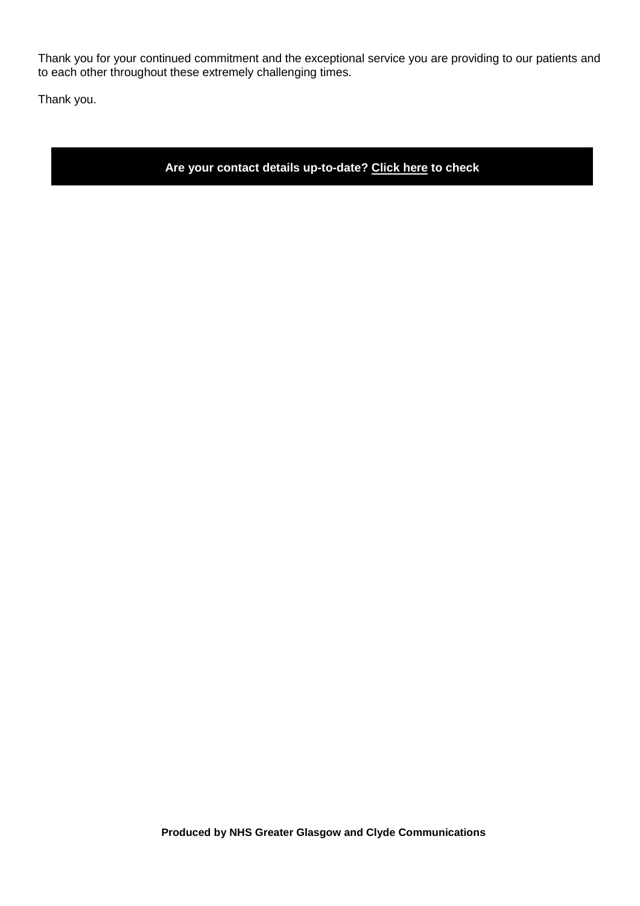Thank you for your continued commitment and the exceptional service you are providing to our patients and to each other throughout these extremely challenging times.

Thank you.

**Are your contact details up-to-date? Click here to check**

**Produced by NHS Greater Glasgow and Clyde Communications**